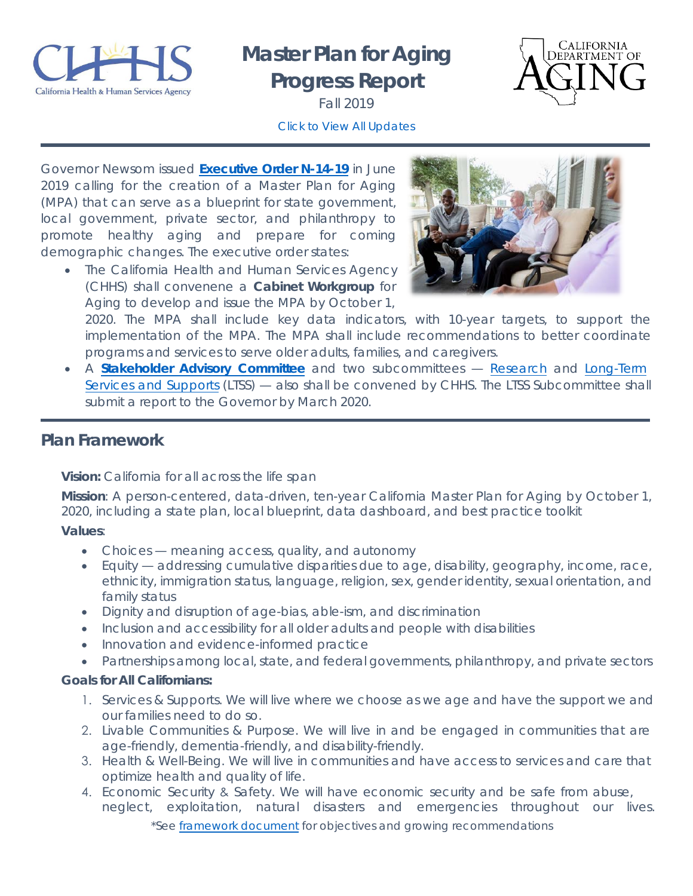# Master Plan for Aging Progress Report

Fall 2019

Click to View All Updates

Governor Newsom issued **Executive Order N-14-19** in June 2019 calling for the creation of a Master Plan for Aging (MPA) that can serve as a blueprint for state government, local government, private sector, and philanthropy to promote healthy aging and prepare for coming demographic changes. The executive order states:

- The California Health and Human Services Agency (CHHS) shall convenene a **Cabinet Workgroup** for Aging to develop and issue the MPA by October 1, 2020. The MPA shall include key data indicators, with 10-year targets, to support the implementation of the MPA. The MPA shall include recommendations to better coordinate programs and services to serve older adults, families, and caregivers.
- A **Stakeholder Advisory Committee** and two subcommittees — Research and Long-Term Services and Supports (LTSS) — also shall be convened by CHHS. The LTSS Subcommittee shall submit a report to the Governor by March 2020.

## Plan Framework

**Vision:** California for all across the life span

**Mission**: A person-centered, data-driven, ten-year California Master Plan for Aging by October 1, 2020, including a state plan, local blueprint, data dashboard, and best practice toolkit

**Values**:

- Choices — meaning access, quality, and autonomy
- Equity — addressing cumulative disparities due to age, disability, geography, income, race, ethnicity, immigration status, language, religion, sex, gender identity, sexual orientation, and family status
- Dignity and disruption of age-bias, able-ism, and discrimination
- Inclusion and accessibility for all older adults and people with disabilities
- Innovation and evidence-informed practice
- Partnerships among local, state, and federal governments, philanthropy, and private sectors

**Goals for All Californians:**

1. Services & Supports. We will live where we choose as we age and have the support we and our families need to do so.
2. Livable Communities & Purpose. We will live in and be engaged in communities that are age-friendly, dementia-friendly, and disability-friendly.
3. Health & Well-Being. We will live in communities and have access to services and care that optimize health and quality of life.
4. Economic Security & Safety. We will have economic security and be safe from abuse, neglect, exploitation, natural disasters and emergencies throughout our lives.

*See framework document for objectives and growing recommendations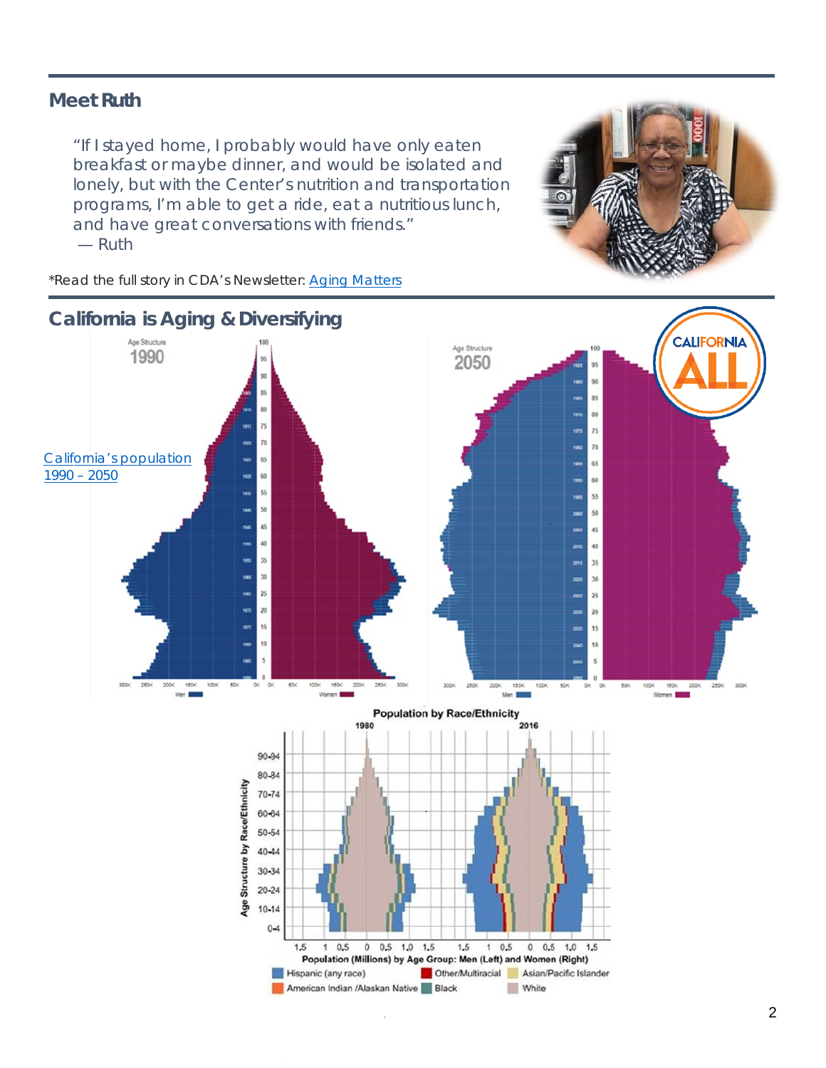## Meet Ruth

> "If I stayed home, I probably would have only eaten breakfast or maybe dinner, and would be isolated and lonely, but with the Center's nutrition and transportation programs, I'm able to get a ride, eat a nutritious lunch, and have great conversations with friends."
> — Ruth

*Read the full story in CDA's Newsletter: [Aging Matters](Aging Matters)

## California is Aging & Diversifying

[California's population 1990 – 2050](California's population 1990 – 2050)

Age Structure 1990

Age Structure 2050

Population by Race/Ethnicity

1980 2016

Population (Millions) by Age Group: Men (Left) and Women (Right)

Hispanic (any race), Other/Multiracial, Asian/Pacific Islander, American Indian /Alaskan Native, Black, White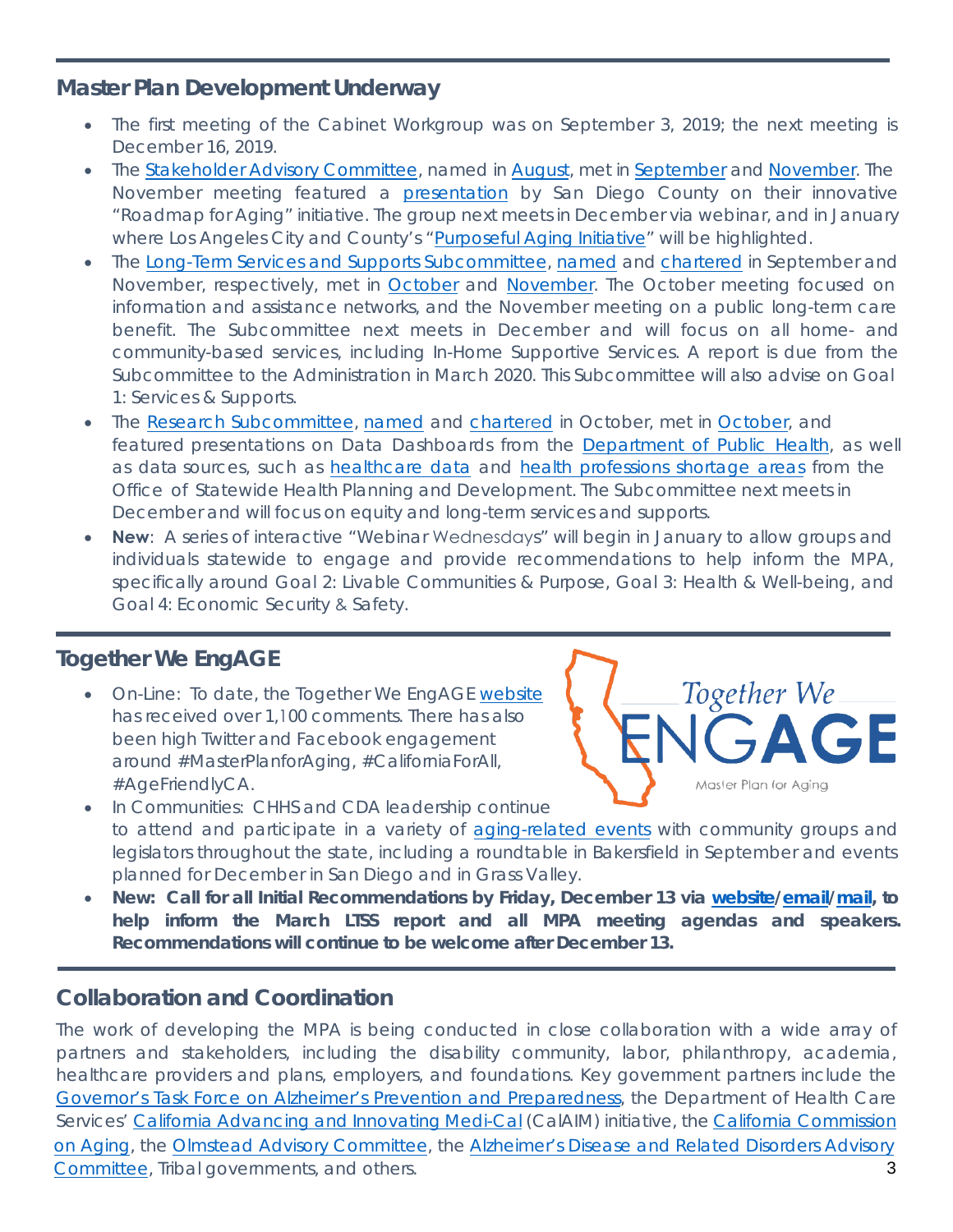## Master Plan Development Underway

- The first meeting of the Cabinet Workgroup was on September 3, 2019; the next meeting is December 16, 2019.
- The Stakeholder Advisory Committee, named in August, met in September and November. The November meeting featured a presentation by San Diego County on their innovative "Roadmap for Aging" initiative. The group next meets in December via webinar, and in January where Los Angeles City and County's "Purposeful Aging Initiative" will be highlighted.
- The Long-Term Services and Supports Subcommittee, named and chartered in September and November, respectively, met in October and November. The October meeting focused on information and assistance networks, and the November meeting on a public long-term care benefit. The Subcommittee next meets in December and will focus on all home- and community-based services, including In-Home Supportive Services. A report is due from the Subcommittee to the Administration in March 2020. This Subcommittee will also advise on Goal 1: Services & Supports.
- The Research Subcommittee, named and chartered in October, met in October, and featured presentations on Data Dashboards from the Department of Public Health, as well as data sources, such as healthcare data and health professions shortage areas from the Office of Statewide Health Planning and Development. The Subcommittee next meets in December and will focus on equity and long-term services and supports.
- **New**: A series of interactive "Webinar Wednesdays" will begin in January to allow groups and individuals statewide to engage and provide recommendations to help inform the MPA, specifically around Goal 2: Livable Communities & Purpose, Goal 3: Health & Well-being, and Goal 4: Economic Security & Safety.

## Together We EngAGE

Together We ENGAGE — Master Plan for Aging

- On-Line: To date, the Together We EngAGE website has received over 1,100 comments. There has also been high Twitter and Facebook engagement around #MasterPlanforAging, #CaliforniaForAll, #AgeFriendlyCA.
- In Communities: CHHS and CDA leadership continue to attend and participate in a variety of aging-related events with community groups and legislators throughout the state, including a roundtable in Bakersfield in September and events planned for December in San Diego and in Grass Valley.
- **New: Call for all Initial Recommendations by Friday, December 13 via website/email/mail, to help inform the March LTSS report and all MPA meeting agendas and speakers. Recommendations will continue to be welcome after December 13.**

## Collaboration and Coordination

The work of developing the MPA is being conducted in close collaboration with a wide array of partners and stakeholders, including the disability community, labor, philanthropy, academia, healthcare providers and plans, employers, and foundations. Key government partners include the Governor's Task Force on Alzheimer's Prevention and Preparedness, the Department of Health Care Services' California Advancing and Innovating Medi-Cal (CalAIM) initiative, the California Commission on Aging, the Olmstead Advisory Committee, the Alzheimer's Disease and Related Disorders Advisory Committee, Tribal governments, and others.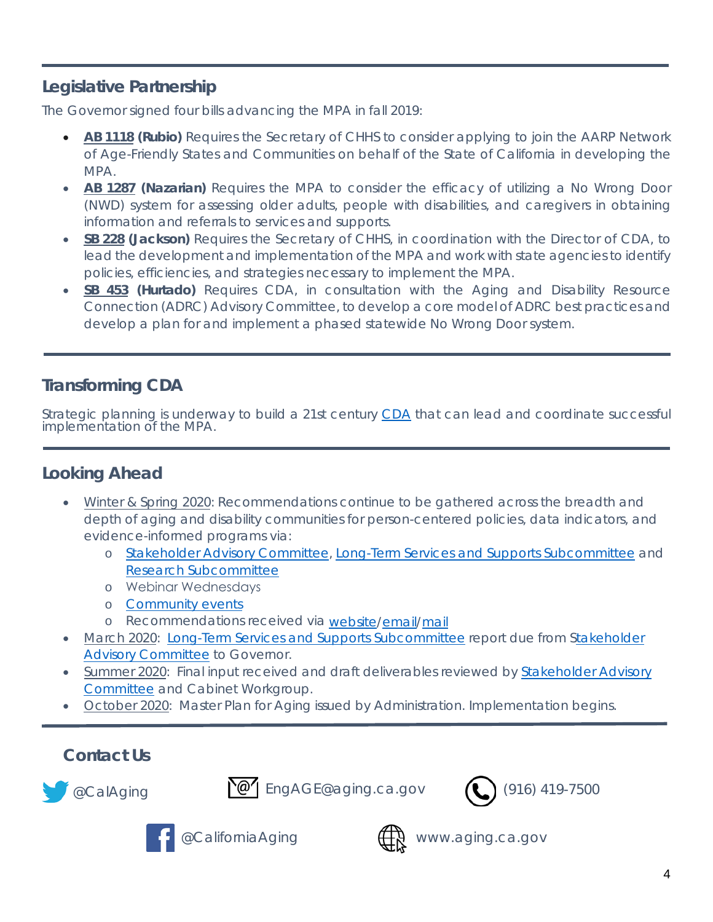## Legislative Partnership

The Governor signed four bills advancing the MPA in fall 2019:

- **AB 1118 (Rubio)** Requires the Secretary of CHHS to consider applying to join the AARP Network of Age-Friendly States and Communities on behalf of the State of California in developing the MPA.
- **AB 1287 (Nazarian)** Requires the MPA to consider the efficacy of utilizing a No Wrong Door (NWD) system for assessing older adults, people with disabilities, and caregivers in obtaining information and referrals to services and supports.
- **SB 228 (Jackson)** Requires the Secretary of CHHS, in coordination with the Director of CDA, to lead the development and implementation of the MPA and work with state agencies to identify policies, efficiencies, and strategies necessary to implement the MPA.
- **SB 453 (Hurtado)** Requires CDA, in consultation with the Aging and Disability Resource Connection (ADRC) Advisory Committee, to develop a core model of ADRC best practices and develop a plan for and implement a phased statewide No Wrong Door system.

## Transforming CDA

Strategic planning is underway to build a 21st century CDA that can lead and coordinate successful implementation of the MPA.

## Looking Ahead

- Winter & Spring 2020: Recommendations continue to be gathered across the breadth and depth of aging and disability communities for person-centered policies, data indicators, and evidence-informed programs via:
  - Stakeholder Advisory Committee, Long-Term Services and Supports Subcommittee and Research Subcommittee
  - Webinar Wednesdays
  - Community events
  - Recommendations received via website/email/mail
- March 2020: Long-Term Services and Supports Subcommittee report due from Stakeholder Advisory Committee to Governor.
- Summer 2020: Final input received and draft deliverables reviewed by Stakeholder Advisory Committee and Cabinet Workgroup.
- October 2020: Master Plan for Aging issued by Administration. Implementation begins.

## Contact Us

@CalAging

EngAGE@aging.ca.gov

(916) 419-7500

@CaliforniaAging

www.aging.ca.gov